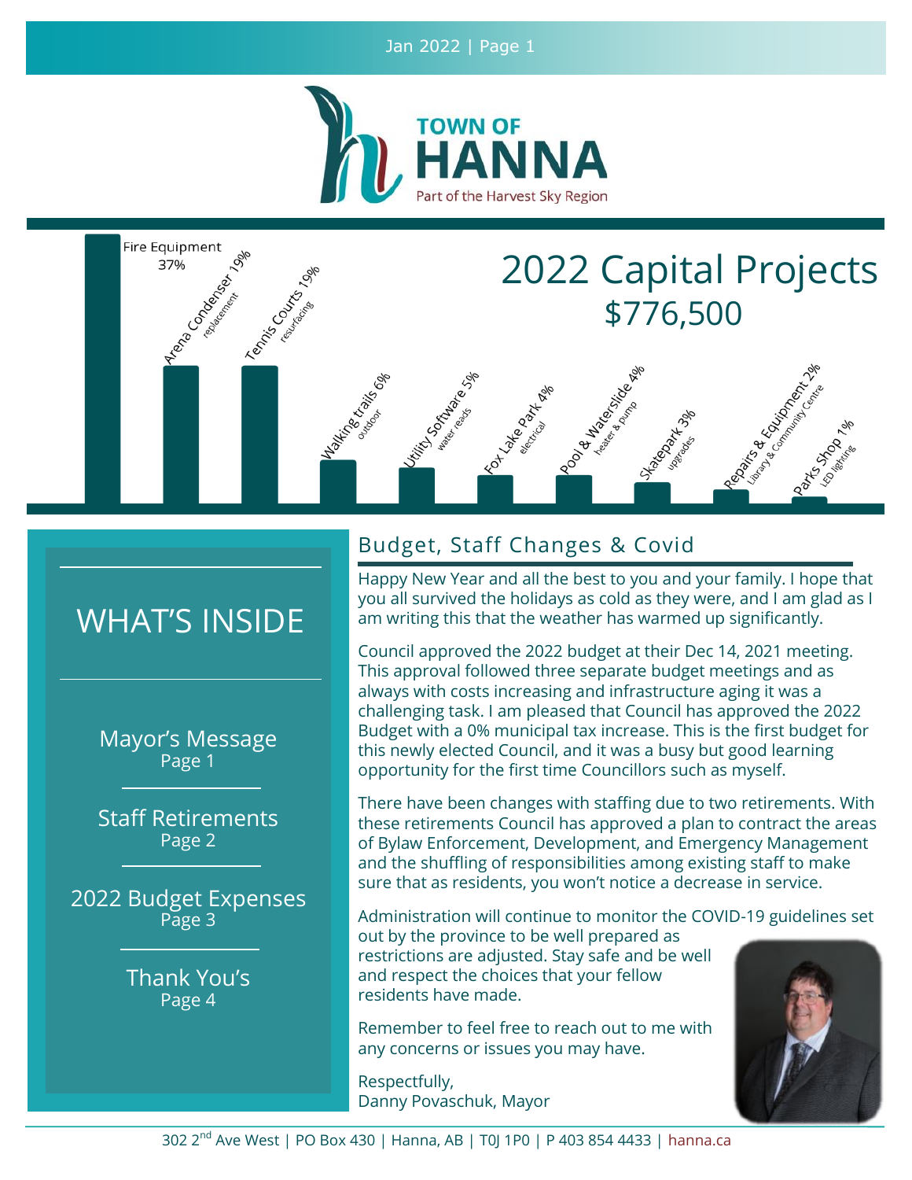# TOWN OF HANNA

Part of the Harvest Sky Region

## 2022 Capital Projects

### $776,500

- Fire Equipment 37%
- Arena Condenser 19% replacement
- Tennis Courts 19% resurfacing
- Walking trails 6% outdoor
- Utility Software 5% water reads
- Fox Lake Park 4% electrical
- Pool & Waterslide 4% heater & pump
- Skatepark 3% upgrades
- Repairs & Equipment 2% Library & Community Centre
- Parks Shop 1% LED lighting

## WHAT'S INSIDE

- Mayor's Message — Page 1
- Staff Retirements — Page 2
- 2022 Budget Expenses — Page 3
- Thank You's — Page 4

## Budget, Staff Changes & Covid

Happy New Year and all the best to you and your family. I hope that you all survived the holidays as cold as they were, and I am glad as I am writing this that the weather has warmed up significantly.

Council approved the 2022 budget at their Dec 14, 2021 meeting. This approval followed three separate budget meetings and as always with costs increasing and infrastructure aging it was a challenging task. I am pleased that Council has approved the 2022 Budget with a 0% municipal tax increase. This is the first budget for this newly elected Council, and it was a busy but good learning opportunity for the first time Councillors such as myself.

There have been changes with staffing due to two retirements. With these retirements Council has approved a plan to contract the areas of Bylaw Enforcement, Development, and Emergency Management and the shuffling of responsibilities among existing staff to make sure that as residents, you won't notice a decrease in service.

Administration will continue to monitor the COVID-19 guidelines set out by the province to be well prepared as restrictions are adjusted. Stay safe and be well and respect the choices that your fellow residents have made.

Remember to feel free to reach out to me with any concerns or issues you may have.

Respectfully,
Danny Povaschuk, Mayor

302 2nd Ave West | PO Box 430 | Hanna, AB | T0J 1P0 | P 403 854 4433 | hanna.ca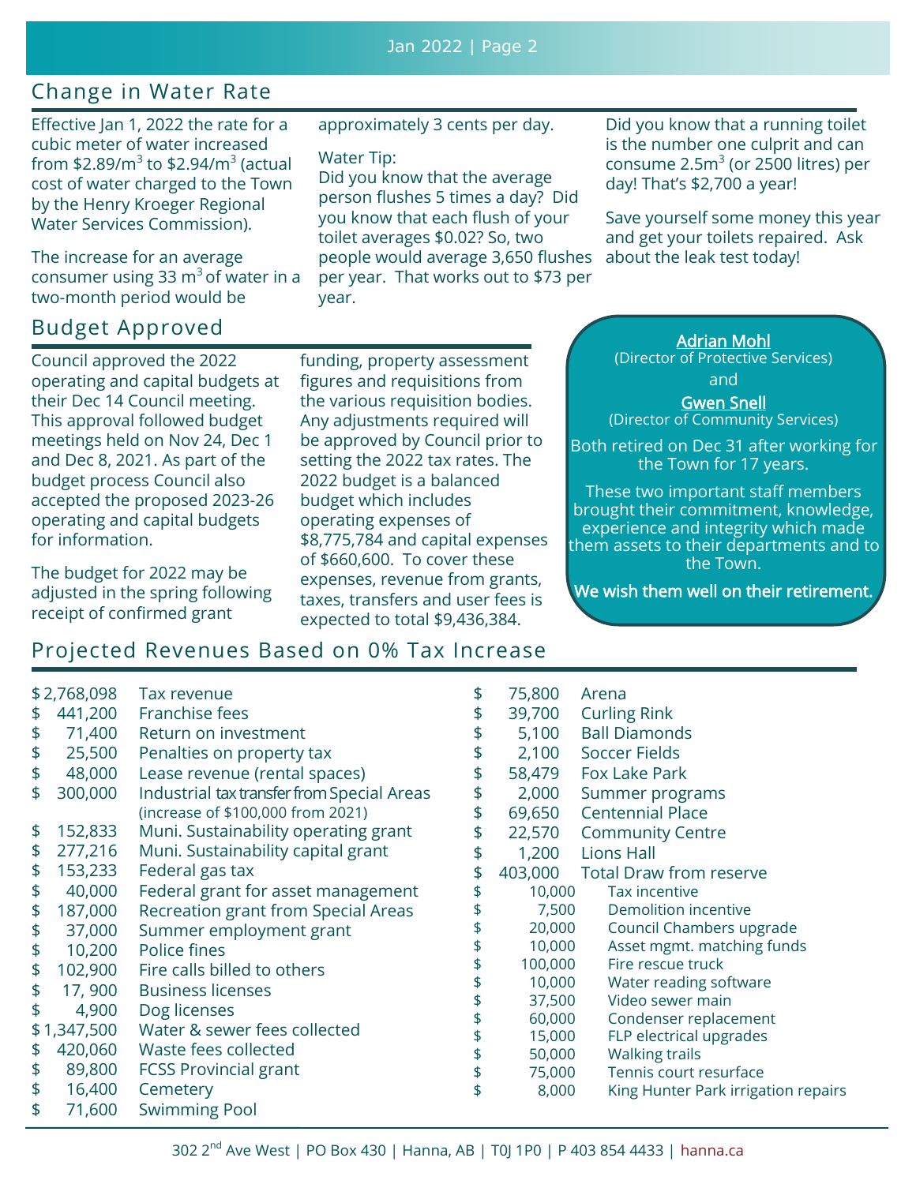## Change in Water Rate

Effective Jan 1, 2022 the rate for a cubic meter of water increased from $2.89/$m^3$ to $2.94/$m^3$ (actual cost of water charged to the Town by the Henry Kroeger Regional Water Services Commission).

The increase for an average consumer using 33 $m^3$ of water in a two-month period would be approximately 3 cents per day.

Water Tip:
Did you know that the average person flushes 5 times a day? Did you know that each flush of your toilet averages $0.02? So, two people would average 3,650 flushes per year. That works out to $73 per year.

Did you know that a running toilet is the number one culprit and can consume 2.5$m^3$ (or 2500 litres) per day! That's $2,700 a year!

Save yourself some money this year and get your toilets repaired. Ask about the leak test today!

## Budget Approved

Council approved the 2022 operating and capital budgets at their Dec 14 Council meeting. This approval followed budget meetings held on Nov 24, Dec 1 and Dec 8, 2021. As part of the budget process Council also accepted the proposed 2023-26 operating and capital budgets for information.

The budget for 2022 may be adjusted in the spring following receipt of confirmed grant funding, property assessment figures and requisitions from the various requisition bodies. Any adjustments required will be approved by Council prior to setting the 2022 tax rates. The 2022 budget is a balanced budget which includes operating expenses of $8,775,784 and capital expenses of $660,600. To cover these expenses, revenue from grants, taxes, transfers and user fees is expected to total $9,436,384.

**Adrian Mohl**
(Director of Protective Services)
and
**Gwen Snell**
(Director of Community Services)

Both retired on Dec 31 after working for the Town for 17 years.

These two important staff members brought their commitment, knowledge, experience and integrity which made them assets to their departments and to the Town.

**We wish them well on their retirement.**

## Projected Revenues Based on 0% Tax Increase

| Amount | Item |
|---|---|
| $ 2,768,098 | Tax revenue |
| $ 441,200 | Franchise fees |
| $ 71,400 | Return on investment |
| $ 25,500 | Penalties on property tax |
| $ 48,000 | Lease revenue (rental spaces) |
| $ 300,000 | Industrial tax transfer from Special Areas (increase of $100,000 from 2021) |
| $ 152,833 | Muni. Sustainability operating grant |
| $ 277,216 | Muni. Sustainability capital grant |
| $ 153,233 | Federal gas tax |
| $ 40,000 | Federal grant for asset management |
| $ 187,000 | Recreation grant from Special Areas |
| $ 37,000 | Summer employment grant |
| $ 10,200 | Police fines |
| $ 102,900 | Fire calls billed to others |
| $ 17, 900 | Business licenses |
| $ 4,900 | Dog licenses |
| $ 1,347,500 | Water & sewer fees collected |
| $ 420,060 | Waste fees collected |
| $ 89,800 | FCSS Provincial grant |
| $ 16,400 | Cemetery |
| $ 71,600 | Swimming Pool |
| $ 75,800 | Arena |
| $ 39,700 | Curling Rink |
| $ 5,100 | Ball Diamonds |
| $ 2,100 | Soccer Fields |
| $ 58,479 | Fox Lake Park |
| $ 2,000 | Summer programs |
| $ 69,650 | Centennial Place |
| $ 22,570 | Community Centre |
| $ 1,200 | Lions Hall |
| $ 403,000 | Total Draw from reserve |
| $ 10,000 | Tax incentive |
| $ 7,500 | Demolition incentive |
| $ 20,000 | Council Chambers upgrade |
| $ 10,000 | Asset mgmt. matching funds |
| $ 100,000 | Fire rescue truck |
| $ 10,000 | Water reading software |
| $ 37,500 | Video sewer main |
| $ 60,000 | Condenser replacement |
| $ 15,000 | FLP electrical upgrades |
| $ 50,000 | Walking trails |
| $ 75,000 | Tennis court resurface |
| $ 8,000 | King Hunter Park irrigation repairs |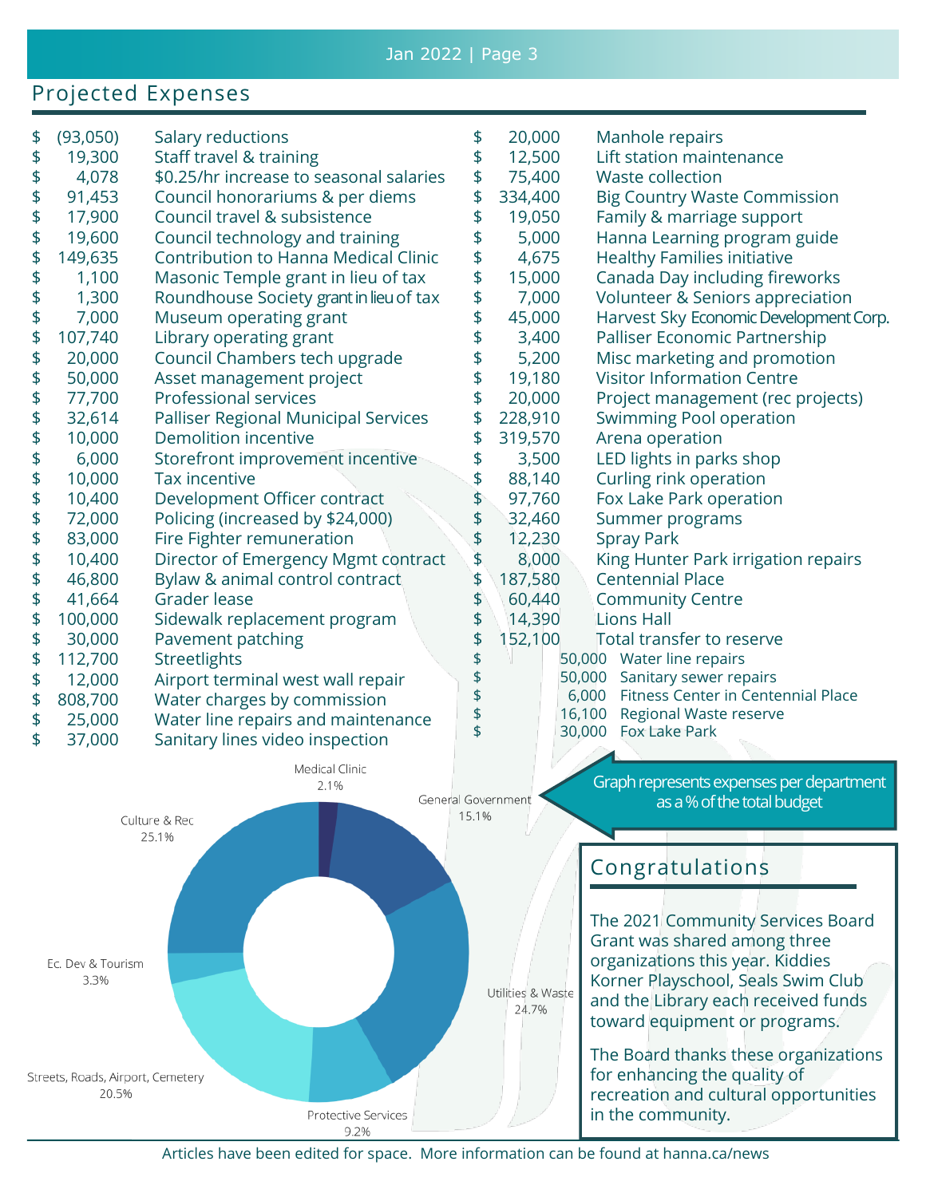## Projected Expenses

| Amount | Item |
|---|---|
| $ (93,050) | Salary reductions |
| $ 19,300 | Staff travel & training |
| $ 4,078 | $0.25/hr increase to seasonal salaries |
| $ 91,453 | Council honorariums & per diems |
| $ 17,900 | Council travel & subsistence |
| $ 19,600 | Council technology and training |
| $ 149,635 | Contribution to Hanna Medical Clinic |
| $ 1,100 | Masonic Temple grant in lieu of tax |
| $ 1,300 | Roundhouse Society grant in lieu of tax |
| $ 7,000 | Museum operating grant |
| $ 107,740 | Library operating grant |
| $ 20,000 | Council Chambers tech upgrade |
| $ 50,000 | Asset management project |
| $ 77,700 | Professional services |
| $ 32,614 | Palliser Regional Municipal Services |
| $ 10,000 | Demolition incentive |
| $ 6,000 | Storefront improvement incentive |
| $ 10,000 | Tax incentive |
| $ 10,400 | Development Officer contract |
| $ 72,000 | Policing (increased by $24,000) |
| $ 83,000 | Fire Fighter remuneration |
| $ 10,400 | Director of Emergency Mgmt contract |
| $ 46,800 | Bylaw & animal control contract |
| $ 41,664 | Grader lease |
| $ 100,000 | Sidewalk replacement program |
| $ 30,000 | Pavement patching |
| $ 112,700 | Streetlights |
| $ 12,000 | Airport terminal west wall repair |
| $ 808,700 | Water charges by commission |
| $ 25,000 | Water line repairs and maintenance |
| $ 37,000 | Sanitary lines video inspection |
| $ 20,000 | Manhole repairs |
| $ 12,500 | Lift station maintenance |
| $ 75,400 | Waste collection |
| $ 334,400 | Big Country Waste Commission |
| $ 19,050 | Family & marriage support |
| $ 5,000 | Hanna Learning program guide |
| $ 4,675 | Healthy Families initiative |
| $ 15,000 | Canada Day including fireworks |
| $ 7,000 | Volunteer & Seniors appreciation |
| $ 45,000 | Harvest Sky Economic Development Corp. |
| $ 3,400 | Palliser Economic Partnership |
| $ 5,200 | Misc marketing and promotion |
| $ 19,180 | Visitor Information Centre |
| $ 20,000 | Project management (rec projects) |
| $ 228,910 | Swimming Pool operation |
| $ 319,570 | Arena operation |
| $ 3,500 | LED lights in parks shop |
| $ 88,140 | Curling rink operation |
| $ 97,760 | Fox Lake Park operation |
| $ 32,460 | Summer programs |
| $ 12,230 | Spray Park |
| $ 8,000 | King Hunter Park irrigation repairs |
| $ 187,580 | Centennial Place |
| $ 60,440 | Community Centre |
| $ 14,390 | Lions Hall |
| $ 152,100 | Total transfer to reserve |
| $ 50,000 | Water line repairs |
| $ 50,000 | Sanitary sewer repairs |
| $ 6,000 | Fitness Center in Centennial Place |
| $ 16,100 | Regional Waste reserve |
| $ 30,000 | Fox Lake Park |

Graph represents expenses per department as a % of the total budget

- Medical Clinic 2.1%
- General Government 15.1%
- Utilities & Waste 24.7%
- Protective Services 9.2%
- Streets, Roads, Airport, Cemetery 20.5%
- Ec. Dev & Tourism 3.3%
- Culture & Rec 25.1%

## Congratulations

The 2021 Community Services Board Grant was shared among three organizations this year. Kiddies Korner Playschool, Seals Swim Club and the Library each received funds toward equipment or programs.

The Board thanks these organizations for enhancing the quality of recreation and cultural opportunities in the community.

Articles have been edited for space. More information can be found at hanna.ca/news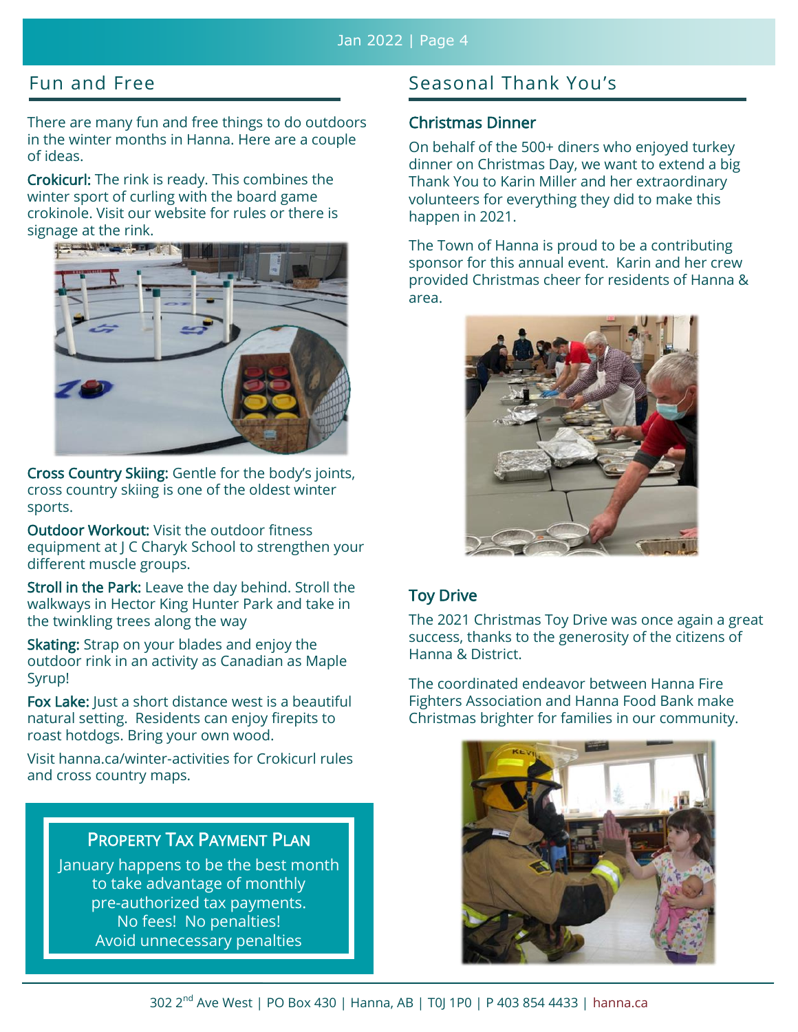## Fun and Free

There are many fun and free things to do outdoors in the winter months in Hanna. Here are a couple of ideas.

**Crokicurl:** The rink is ready. This combines the winter sport of curling with the board game crokinole. Visit our website for rules or there is signage at the rink.

**Cross Country Skiing:** Gentle for the body's joints, cross country skiing is one of the oldest winter sports.

**Outdoor Workout:** Visit the outdoor fitness equipment at J C Charyk School to strengthen your different muscle groups.

**Stroll in the Park:** Leave the day behind. Stroll the walkways in Hector King Hunter Park and take in the twinkling trees along the way

**Skating:** Strap on your blades and enjoy the outdoor rink in an activity as Canadian as Maple Syrup!

**Fox Lake:** Just a short distance west is a beautiful natural setting. Residents can enjoy firepits to roast hotdogs. Bring your own wood.

Visit hanna.ca/winter-activities for Crokicurl rules and cross country maps.

### Property Tax Payment Plan

January happens to be the best month to take advantage of monthly pre-authorized tax payments.
No fees! No penalties!
Avoid unnecessary penalties

## Seasonal Thank You's

### Christmas Dinner

On behalf of the 500+ diners who enjoyed turkey dinner on Christmas Day, we want to extend a big Thank You to Karin Miller and her extraordinary volunteers for everything they did to make this happen in 2021.

The Town of Hanna is proud to be a contributing sponsor for this annual event. Karin and her crew provided Christmas cheer for residents of Hanna & area.

### Toy Drive

The 2021 Christmas Toy Drive was once again a great success, thanks to the generosity of the citizens of Hanna & District.

The coordinated endeavor between Hanna Fire Fighters Association and Hanna Food Bank make Christmas brighter for families in our community.

302 2nd Ave West | PO Box 430 | Hanna, AB | T0J 1P0 | P 403 854 4433 | hanna.ca